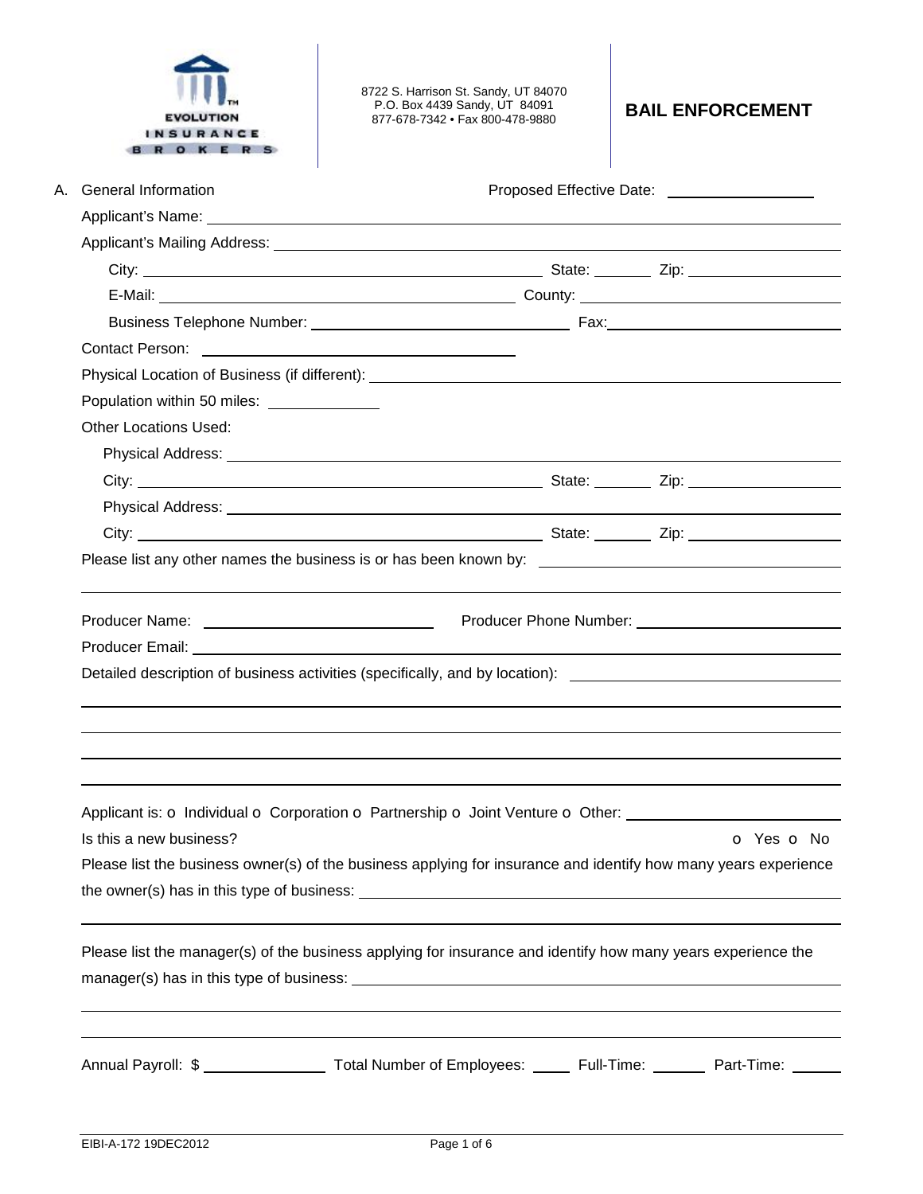EVOLUTION INSURANCE BROKERS

8722 S. Harrison St. Sandy, UT 84070
P.O. Box 4439 Sandy, UT 84091
877-678-7342 • Fax 800-478-9880

# BAIL ENFORCEMENT

A. General Information — Proposed Effective Date: ______________

Applicant's Name: ______________________________

Applicant's Mailing Address: ______________________________

City: ______________ State: ______ Zip: ______________

E-Mail: ______________ County: ______________

Business Telephone Number: ______________ Fax: ______________

Contact Person: ______________

Physical Location of Business (if different): ______________________________

Population within 50 miles: ______________

Other Locations Used:

Physical Address: ______________________________

City: ______________ State: ______ Zip: ______________

Physical Address: ______________________________

City: ______________ State: ______ Zip: ______________

Please list any other names the business is or has been known by: ______________________________

Producer Name: ______________ Producer Phone Number: ______________

Producer Email: ______________________________

Detailed description of business activities (specifically, and by location): ______________________________

Applicant is: o Individual o Corporation o Partnership o Joint Venture o Other: ______________

Is this a new business? o Yes o No

Please list the business owner(s) of the business applying for insurance and identify how many years experience the owner(s) has in this type of business: ______________________________

Please list the manager(s) of the business applying for insurance and identify how many years experience the manager(s) has in this type of business: ______________________________

Annual Payroll: $ ______________ Total Number of Employees: _____ Full-Time: ______ Part-Time: ______

EIBI-A-172 19DEC2012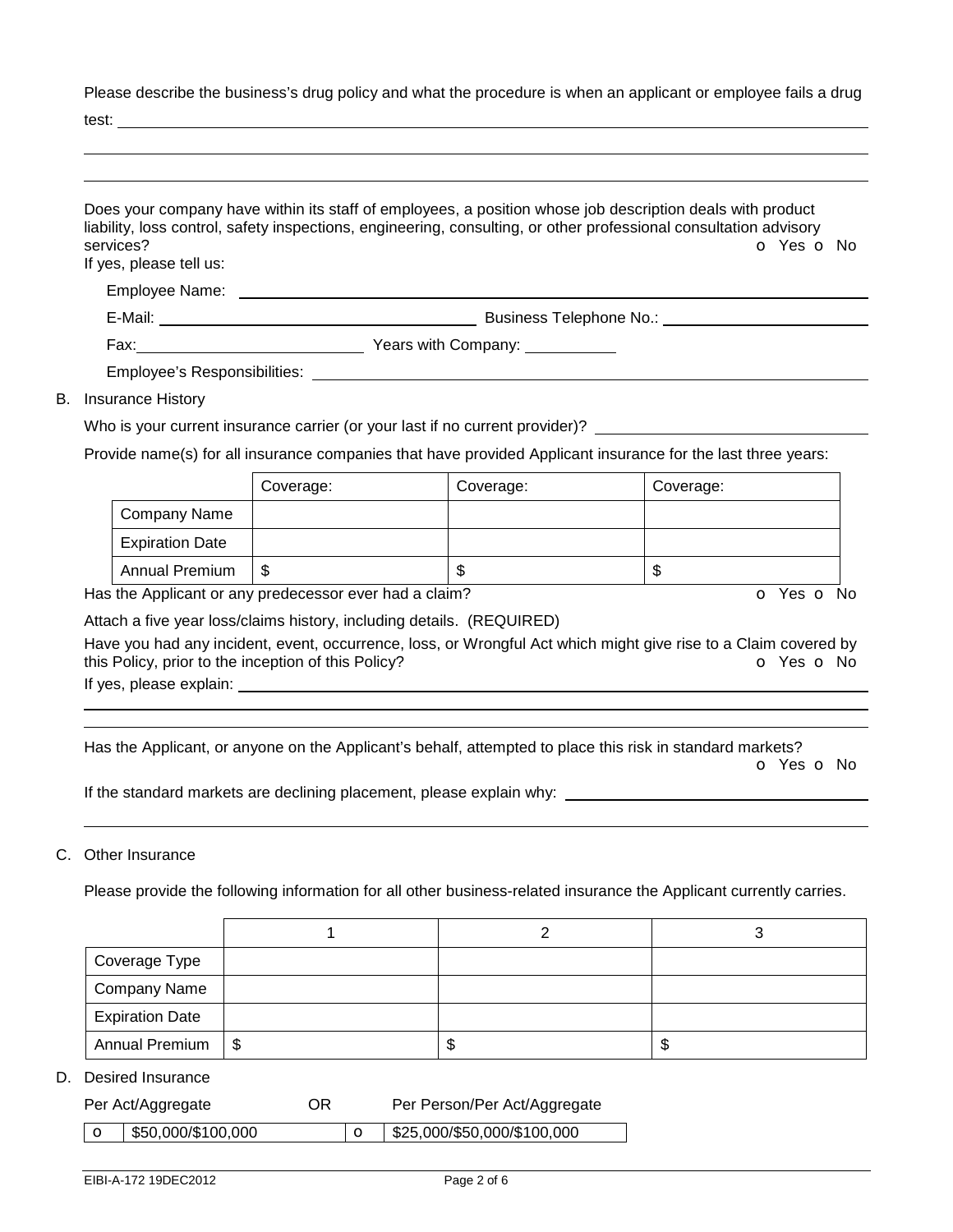Please describe the business's drug policy and what the procedure is when an applicant or employee fails a drug test: \_\_\_\_\_\_\_\_\_\_\_\_\_\_\_\_\_\_\_\_\_\_\_\_\_\_\_\_\_\_\_\_\_\_\_\_\_\_\_\_\_\_\_\_

Does your company have within its staff of employees, a position whose job description deals with product liability, loss control, safety inspections, engineering, consulting, or other professional consultation advisory services? o Yes o No

If yes, please tell us:

Employee Name: \_\_\_\_\_\_\_\_\_\_\_\_\_\_\_\_\_\_\_\_\_\_\_\_\_\_\_\_\_\_\_\_\_\_\_\_\_\_\_\_

E-Mail: \_\_\_\_\_\_\_\_\_\_\_\_\_\_\_\_\_\_\_\_ Business Telephone No.: \_\_\_\_\_\_\_\_\_\_\_\_\_\_\_\_\_\_\_\_

Fax: \_\_\_\_\_\_\_\_\_\_\_\_\_\_\_\_\_\_\_\_ Years with Company: \_\_\_\_\_\_\_\_\_\_

Employee's Responsibilities: \_\_\_\_\_\_\_\_\_\_\_\_\_\_\_\_\_\_\_\_\_\_\_\_\_\_\_\_\_\_\_\_\_\_\_\_\_\_\_\_

## B. Insurance History

Who is your current insurance carrier (or your last if no current provider)? \_\_\_\_\_\_\_\_\_\_\_\_\_\_\_\_\_\_\_\_

Provide name(s) for all insurance companies that have provided Applicant insurance for the last three years:

| | Coverage: | Coverage: | Coverage: |
|---|---|---|---|
| Company Name | | | |
| Expiration Date | | | |
| Annual Premium | $ | $ | $ |

Has the Applicant or any predecessor ever had a claim? o Yes o No

Attach a five year loss/claims history, including details. (REQUIRED)

Have you had any incident, event, occurrence, loss, or Wrongful Act which might give rise to a Claim covered by this Policy, prior to the inception of this Policy? o Yes o No

If yes, please explain: \_\_\_\_\_\_\_\_\_\_\_\_\_\_\_\_\_\_\_\_\_\_\_\_\_\_\_\_\_\_\_\_\_\_\_\_\_\_\_\_

Has the Applicant, or anyone on the Applicant's behalf, attempted to place this risk in standard markets? o Yes o No

If the standard markets are declining placement, please explain why: \_\_\_\_\_\_\_\_\_\_\_\_\_\_\_\_\_\_\_\_\_\_\_\_\_\_\_\_\_\_\_\_\_\_\_\_\_\_\_\_

## C. Other Insurance

Please provide the following information for all other business-related insurance the Applicant currently carries.

| | 1 | 2 | 3 |
|---|---|---|---|
| Coverage Type | | | |
| Company Name | | | |
| Expiration Date | | | |
| Annual Premium | $ | $ | $ |

## D. Desired Insurance

| Per Act/Aggregate | | OR | Per Person/Per Act/Aggregate |
|---|---|---|---|
| o | $50,000/$100,000 | o | $25,000/$50,000/$100,000 |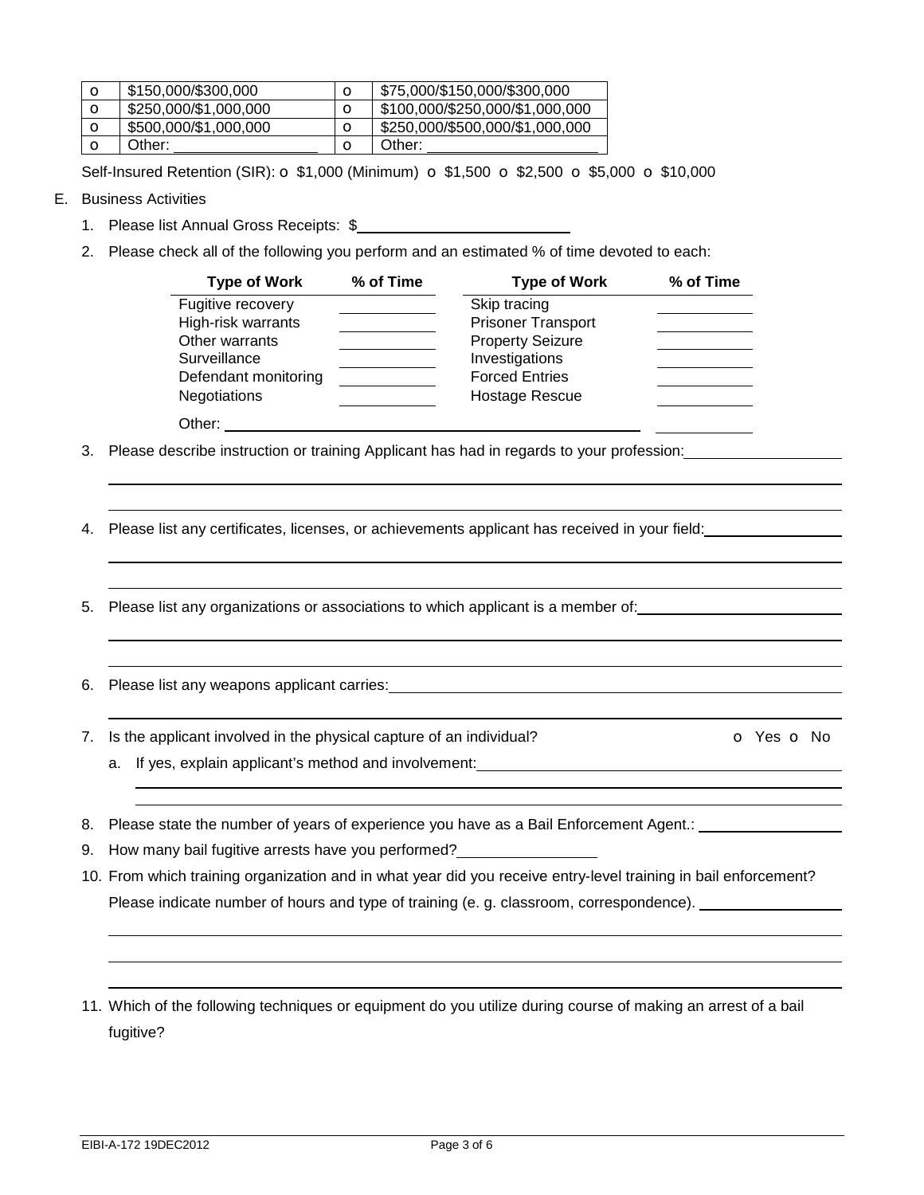| o | $150,000/$300,000 | o | $75,000/$150,000/$300,000 |
|---|---|---|---|
| o | $250,000/$1,000,000 | o | $100,000/$250,000/$1,000,000 |
| o | $500,000/$1,000,000 | o | $250,000/$500,000/$1,000,000 |
| o | Other: ________________ | o | Other: ____________________ |

Self-Insured Retention (SIR): o $1,000 (Minimum) o $1,500 o $2,500 o $5,000 o $10,000

E. Business Activities

1. Please list Annual Gross Receipts: $__________________________
2. Please check all of the following you perform and an estimated % of time devoted to each:

| Type of Work | % of Time | Type of Work | % of Time |
|---|---|---|---|
| Fugitive recovery | ________ | Skip tracing | ________ |
| High-risk warrants | ________ | Prisoner Transport | ________ |
| Other warrants | ________ | Property Seizure | ________ |
| Surveillance | ________ | Investigations | ________ |
| Defendant monitoring | ________ | Forced Entries | ________ |
| Negotiations | ________ | Hostage Rescue | ________ |
| Other: ____________________________________________ | | | ________ |

3. Please describe instruction or training Applicant has had in regards to your profession: ____________________
4. Please list any certificates, licenses, or achievements applicant has received in your field: ____________________
5. Please list any organizations or associations to which applicant is a member of: ____________________
6. Please list any weapons applicant carries: ____________________
7. Is the applicant involved in the physical capture of an individual? o Yes o No
   a. If yes, explain applicant's method and involvement: ____________________
8. Please state the number of years of experience you have as a Bail Enforcement Agent.: ____________________
9. How many bail fugitive arrests have you performed? ________________
10. From which training organization and in what year did you receive entry-level training in bail enforcement? Please indicate number of hours and type of training (e. g. classroom, correspondence). ____________________
11. Which of the following techniques or equipment do you utilize during course of making an arrest of a bail fugitive?

EIBI-A-172 19DEC2012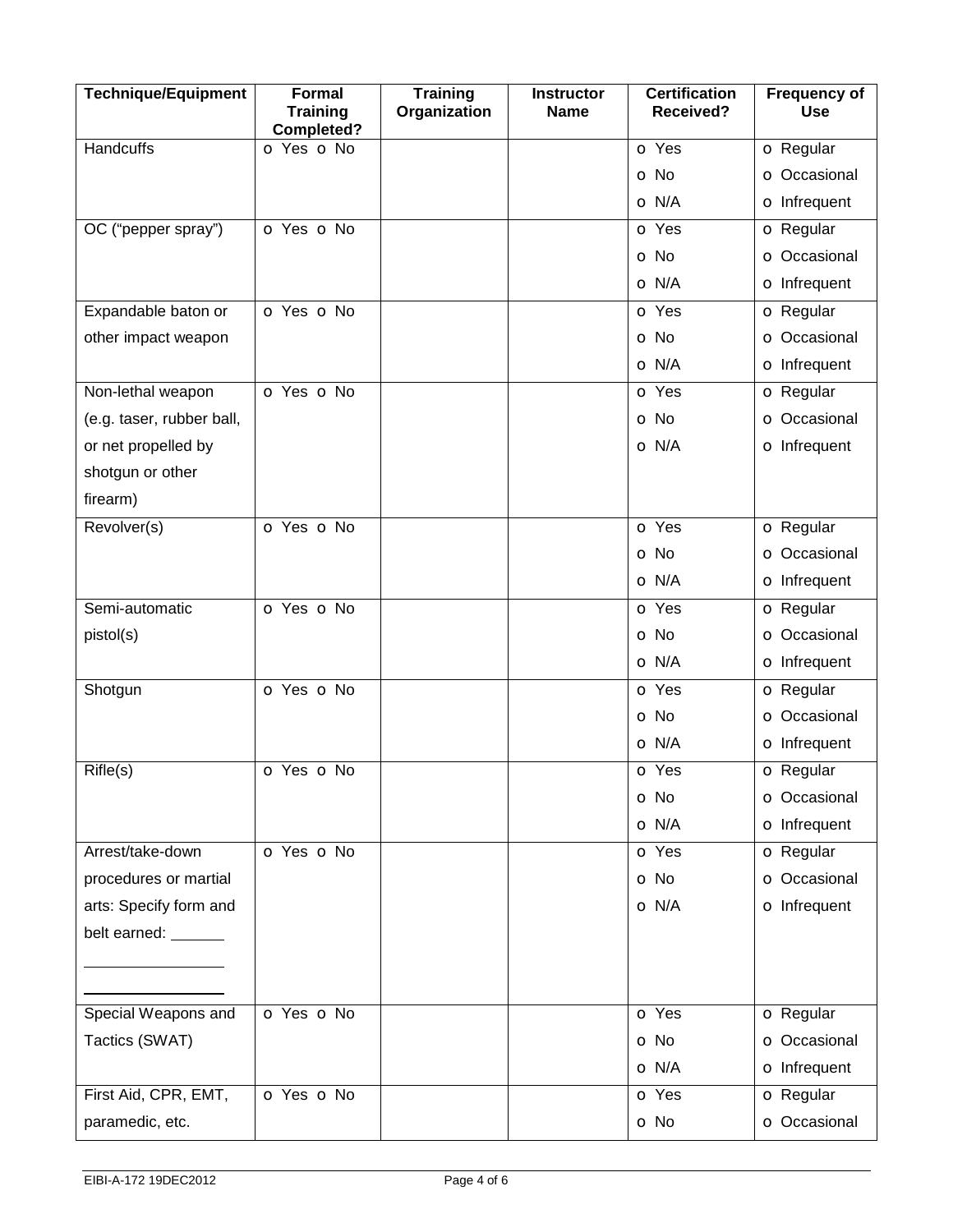| Technique/Equipment | Formal Training Completed? | Training Organization | Instructor Name | Certification Received? | Frequency of Use |
|---|---|---|---|---|---|
| Handcuffs | o Yes o No | | | o Yes<br>o No<br>o N/A | o Regular<br>o Occasional<br>o Infrequent |
| OC (“pepper spray”) | o Yes o No | | | o Yes<br>o No<br>o N/A | o Regular<br>o Occasional<br>o Infrequent |
| Expandable baton or other impact weapon | o Yes o No | | | o Yes<br>o No<br>o N/A | o Regular<br>o Occasional<br>o Infrequent |
| Non-lethal weapon (e.g. taser, rubber ball, or net propelled by shotgun or other firearm) | o Yes o No | | | o Yes<br>o No<br>o N/A | o Regular<br>o Occasional<br>o Infrequent |
| Revolver(s) | o Yes o No | | | o Yes<br>o No<br>o N/A | o Regular<br>o Occasional<br>o Infrequent |
| Semi-automatic pistol(s) | o Yes o No | | | o Yes<br>o No<br>o N/A | o Regular<br>o Occasional<br>o Infrequent |
| Shotgun | o Yes o No | | | o Yes<br>o No<br>o N/A | o Regular<br>o Occasional<br>o Infrequent |
| Rifle(s) | o Yes o No | | | o Yes<br>o No<br>o N/A | o Regular<br>o Occasional<br>o Infrequent |
| Arrest/take-down procedures or martial arts: Specify form and belt earned: ______ ________________ ________________ | o Yes o No | | | o Yes<br>o No<br>o N/A | o Regular<br>o Occasional<br>o Infrequent |
| Special Weapons and Tactics (SWAT) | o Yes o No | | | o Yes<br>o No<br>o N/A | o Regular<br>o Occasional<br>o Infrequent |
| First Aid, CPR, EMT, paramedic, etc. | o Yes o No | | | o Yes<br>o No | o Regular<br>o Occasional |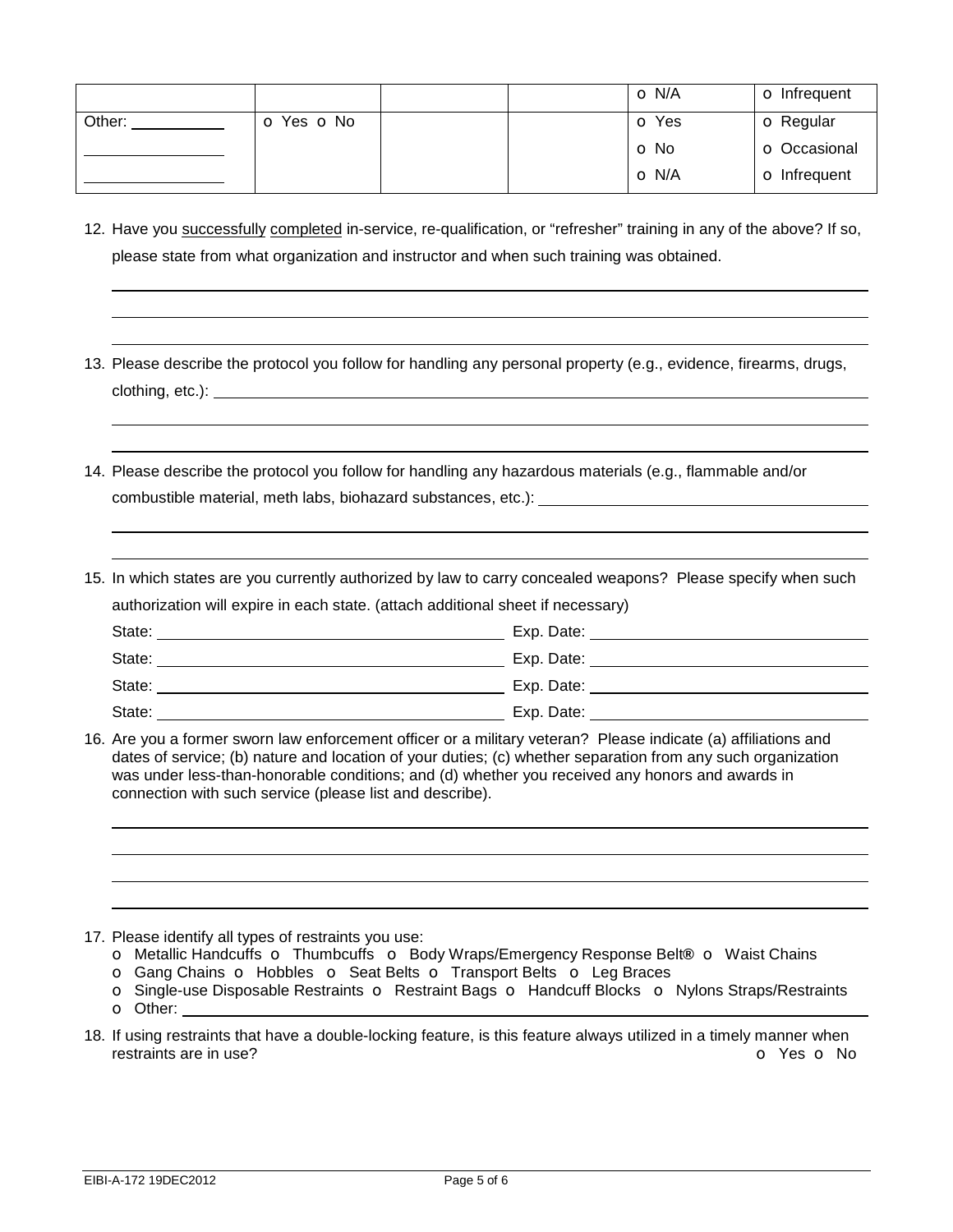| | | | | o N/A | o Infrequent |
|---|---|---|---|---|---|
| Other: ________<br>________<br>________ | o Yes o No | | | o Yes<br>o No<br>o N/A | o Regular<br>o Occasional<br>o Infrequent |

12. Have you <u>successfully</u> <u>completed</u> in-service, re-qualification, or "refresher" training in any of the above? If so, please state from what organization and instructor and when such training was obtained.

_______________________________________________

_______________________________________________

_______________________________________________

13. Please describe the protocol you follow for handling any personal property (e.g., evidence, firearms, drugs, clothing, etc.): _______________________________________________

_______________________________________________

_______________________________________________

14. Please describe the protocol you follow for handling any hazardous materials (e.g., flammable and/or combustible material, meth labs, biohazard substances, etc.): _______________________________________________

_______________________________________________

_______________________________________________

15. In which states are you currently authorized by law to carry concealed weapons? Please specify when such authorization will expire in each state. (attach additional sheet if necessary)

State: ____________________ Exp. Date: ____________________

State: ____________________ Exp. Date: ____________________

State: ____________________ Exp. Date: ____________________

State: ____________________ Exp. Date: ____________________

16. Are you a former sworn law enforcement officer or a military veteran? Please indicate (a) affiliations and dates of service; (b) nature and location of your duties; (c) whether separation from any such organization was under less-than-honorable conditions; and (d) whether you received any honors and awards in connection with such service (please list and describe).

_______________________________________________

_______________________________________________

_______________________________________________

_______________________________________________

17. Please identify all types of restraints you use:
    o Metallic Handcuffs o Thumbcuffs o Body Wraps/Emergency Response Belt® o Waist Chains
    o Gang Chains o Hobbles o Seat Belts o Transport Belts o Leg Braces
    o Single-use Disposable Restraints o Restraint Bags o Handcuff Blocks o Nylons Straps/Restraints
    o Other: _______________________________________________

18. If using restraints that have a double-locking feature, is this feature always utilized in a timely manner when restraints are in use? o Yes o No

EIBI-A-172 19DEC2012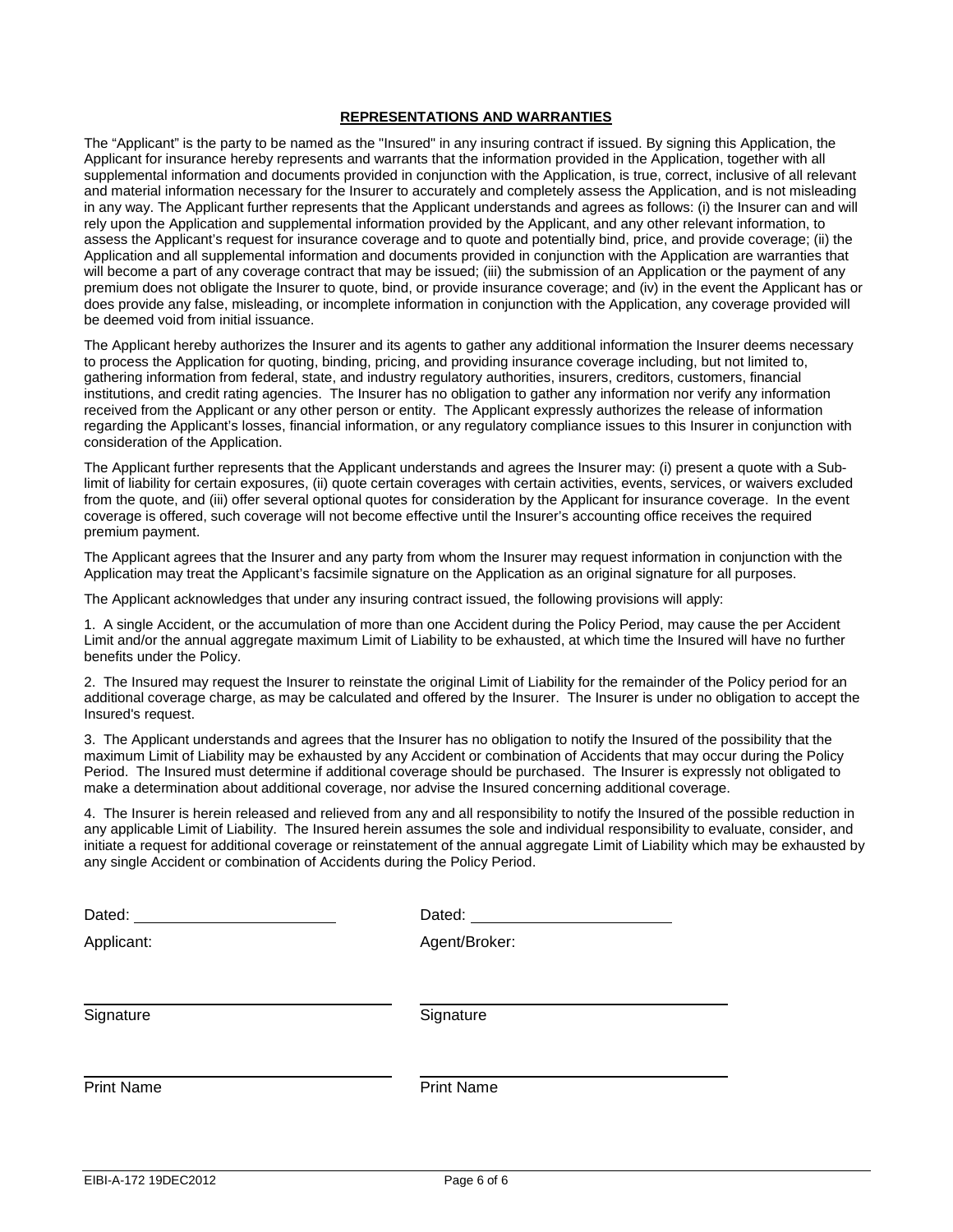## REPRESENTATIONS AND WARRANTIES

The "Applicant" is the party to be named as the "Insured" in any insuring contract if issued. By signing this Application, the Applicant for insurance hereby represents and warrants that the information provided in the Application, together with all supplemental information and documents provided in conjunction with the Application, is true, correct, inclusive of all relevant and material information necessary for the Insurer to accurately and completely assess the Application, and is not misleading in any way. The Applicant further represents that the Applicant understands and agrees as follows: (i) the Insurer can and will rely upon the Application and supplemental information provided by the Applicant, and any other relevant information, to assess the Applicant's request for insurance coverage and to quote and potentially bind, price, and provide coverage; (ii) the Application and all supplemental information and documents provided in conjunction with the Application are warranties that will become a part of any coverage contract that may be issued; (iii) the submission of an Application or the payment of any premium does not obligate the Insurer to quote, bind, or provide insurance coverage; and (iv) in the event the Applicant has or does provide any false, misleading, or incomplete information in conjunction with the Application, any coverage provided will be deemed void from initial issuance.

The Applicant hereby authorizes the Insurer and its agents to gather any additional information the Insurer deems necessary to process the Application for quoting, binding, pricing, and providing insurance coverage including, but not limited to, gathering information from federal, state, and industry regulatory authorities, insurers, creditors, customers, financial institutions, and credit rating agencies. The Insurer has no obligation to gather any information nor verify any information received from the Applicant or any other person or entity. The Applicant expressly authorizes the release of information regarding the Applicant's losses, financial information, or any regulatory compliance issues to this Insurer in conjunction with consideration of the Application.

The Applicant further represents that the Applicant understands and agrees the Insurer may: (i) present a quote with a Sub-limit of liability for certain exposures, (ii) quote certain coverages with certain activities, events, services, or waivers excluded from the quote, and (iii) offer several optional quotes for consideration by the Applicant for insurance coverage. In the event coverage is offered, such coverage will not become effective until the Insurer's accounting office receives the required premium payment.

The Applicant agrees that the Insurer and any party from whom the Insurer may request information in conjunction with the Application may treat the Applicant's facsimile signature on the Application as an original signature for all purposes.

The Applicant acknowledges that under any insuring contract issued, the following provisions will apply:

1. A single Accident, or the accumulation of more than one Accident during the Policy Period, may cause the per Accident Limit and/or the annual aggregate maximum Limit of Liability to be exhausted, at which time the Insured will have no further benefits under the Policy.

2. The Insured may request the Insurer to reinstate the original Limit of Liability for the remainder of the Policy period for an additional coverage charge, as may be calculated and offered by the Insurer. The Insurer is under no obligation to accept the Insured's request.

3. The Applicant understands and agrees that the Insurer has no obligation to notify the Insured of the possibility that the maximum Limit of Liability may be exhausted by any Accident or combination of Accidents that may occur during the Policy Period. The Insured must determine if additional coverage should be purchased. The Insurer is expressly not obligated to make a determination about additional coverage, nor advise the Insured concerning additional coverage.

4. The Insurer is herein released and relieved from any and all responsibility to notify the Insured of the possible reduction in any applicable Limit of Liability. The Insured herein assumes the sole and individual responsibility to evaluate, consider, and initiate a request for additional coverage or reinstatement of the annual aggregate Limit of Liability which may be exhausted by any single Accident or combination of Accidents during the Policy Period.

Dated: ______________________

Applicant:

______________________________
Signature

______________________________
Print Name

Dated: ______________________

Agent/Broker:

______________________________
Signature

______________________________
Print Name

EIBI-A-172 19DEC2012